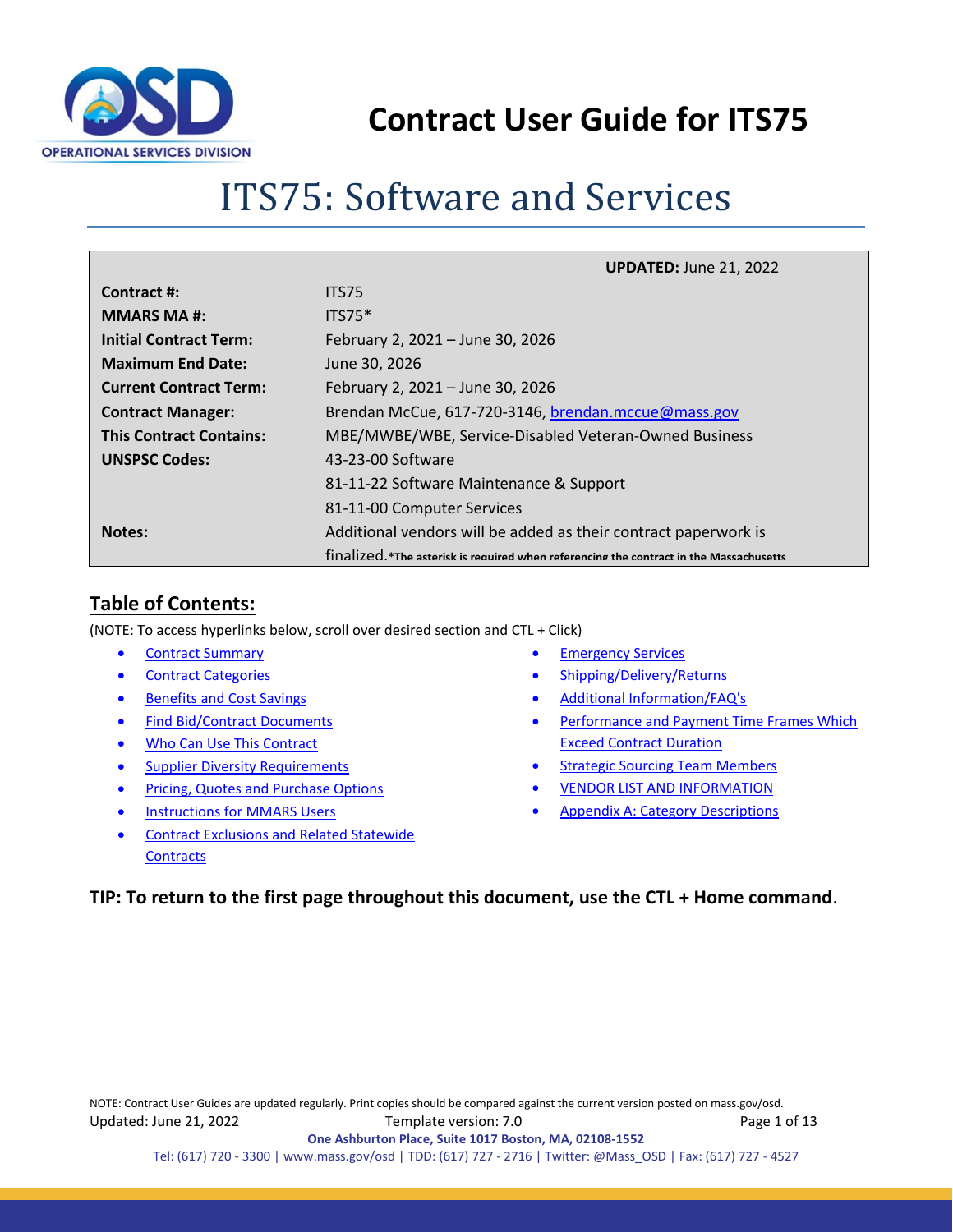# Contract User Guide for ITS75

# ITS75: Software and Services

| | |
|---|---|
| | **UPDATED:** June 21, 2022 |
| **Contract #:** | ITS75 |
| **MMARS MA #:** | ITS75* |
| **Initial Contract Term:** | February 2, 2021 – June 30, 2026 |
| **Maximum End Date:** | June 30, 2026 |
| **Current Contract Term:** | February 2, 2021 – June 30, 2026 |
| **Contract Manager:** | Brendan McCue, 617-720-3146, brendan.mccue@mass.gov |
| **This Contract Contains:** | MBE/MWBE/WBE, Service-Disabled Veteran-Owned Business |
| **UNSPSC Codes:** | 43-23-00 Software |
| | 81-11-22 Software Maintenance & Support |
| | 81-11-00 Computer Services |
| **Notes:** | Additional vendors will be added as their contract paperwork is finalized.**\*The asterisk is required when referencing the contract in the Massachusetts** |

## Table of Contents:

(NOTE: To access hyperlinks below, scroll over desired section and CTL + Click)

- Contract Summary
- Contract Categories
- Benefits and Cost Savings
- Find Bid/Contract Documents
- Who Can Use This Contract
- Supplier Diversity Requirements
- Pricing, Quotes and Purchase Options
- Instructions for MMARS Users
- Contract Exclusions and Related Statewide Contracts
- Emergency Services
- Shipping/Delivery/Returns
- Additional Information/FAQ's
- Performance and Payment Time Frames Which Exceed Contract Duration
- Strategic Sourcing Team Members
- VENDOR LIST AND INFORMATION
- Appendix A: Category Descriptions

**TIP: To return to the first page throughout this document, use the CTL + Home command**.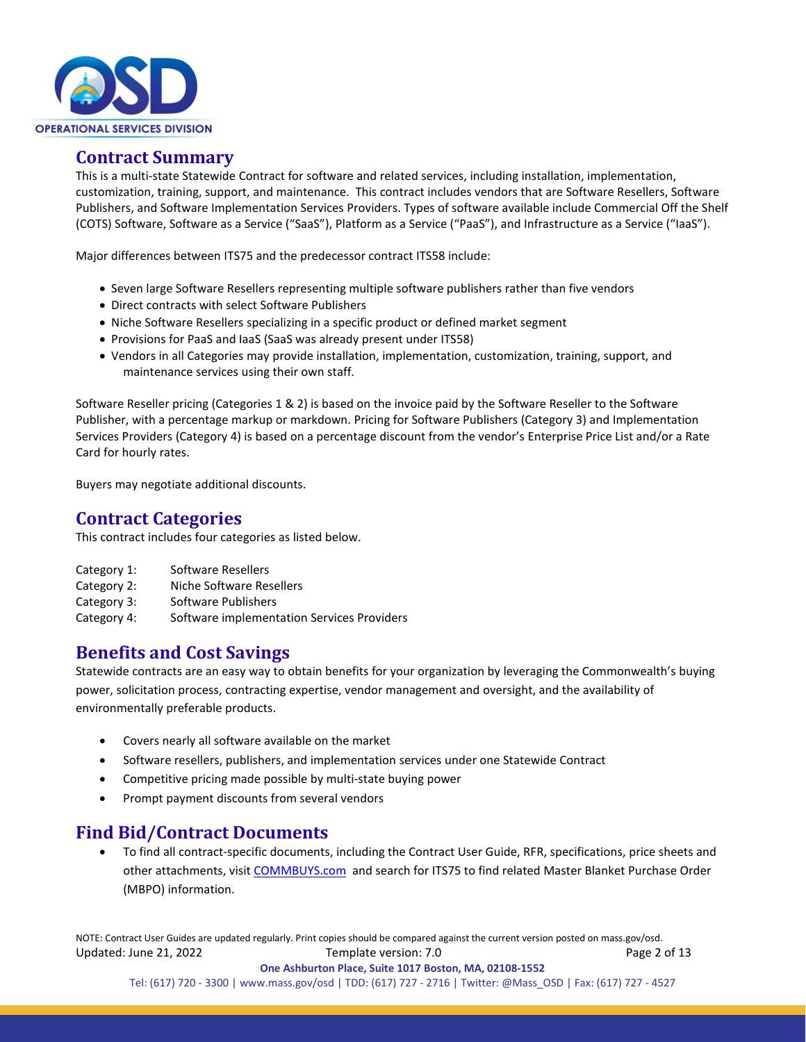## Contract Summary

This is a multi-state Statewide Contract for software and related services, including installation, implementation, customization, training, support, and maintenance. This contract includes vendors that are Software Resellers, Software Publishers, and Software Implementation Services Providers. Types of software available include Commercial Off the Shelf (COTS) Software, Software as a Service ("SaaS"), Platform as a Service ("PaaS"), and Infrastructure as a Service ("IaaS").

Major differences between ITS75 and the predecessor contract ITS58 include:

- Seven large Software Resellers representing multiple software publishers rather than five vendors
- Direct contracts with select Software Publishers
- Niche Software Resellers specializing in a specific product or defined market segment
- Provisions for PaaS and IaaS (SaaS was already present under ITS58)
- Vendors in all Categories may provide installation, implementation, customization, training, support, and maintenance services using their own staff.

Software Reseller pricing (Categories 1 & 2) is based on the invoice paid by the Software Reseller to the Software Publisher, with a percentage markup or markdown. Pricing for Software Publishers (Category 3) and Implementation Services Providers (Category 4) is based on a percentage discount from the vendor's Enterprise Price List and/or a Rate Card for hourly rates.

Buyers may negotiate additional discounts.

## Contract Categories

This contract includes four categories as listed below.

| | |
|---|---|
| Category 1: | Software Resellers |
| Category 2: | Niche Software Resellers |
| Category 3: | Software Publishers |
| Category 4: | Software implementation Services Providers |

## Benefits and Cost Savings

Statewide contracts are an easy way to obtain benefits for your organization by leveraging the Commonwealth's buying power, solicitation process, contracting expertise, vendor management and oversight, and the availability of environmentally preferable products.

- Covers nearly all software available on the market
- Software resellers, publishers, and implementation services under one Statewide Contract
- Competitive pricing made possible by multi-state buying power
- Prompt payment discounts from several vendors

## Find Bid/Contract Documents

- To find all contract-specific documents, including the Contract User Guide, RFR, specifications, price sheets and other attachments, visit COMMBUYS.com and search for ITS75 to find related Master Blanket Purchase Order (MBPO) information.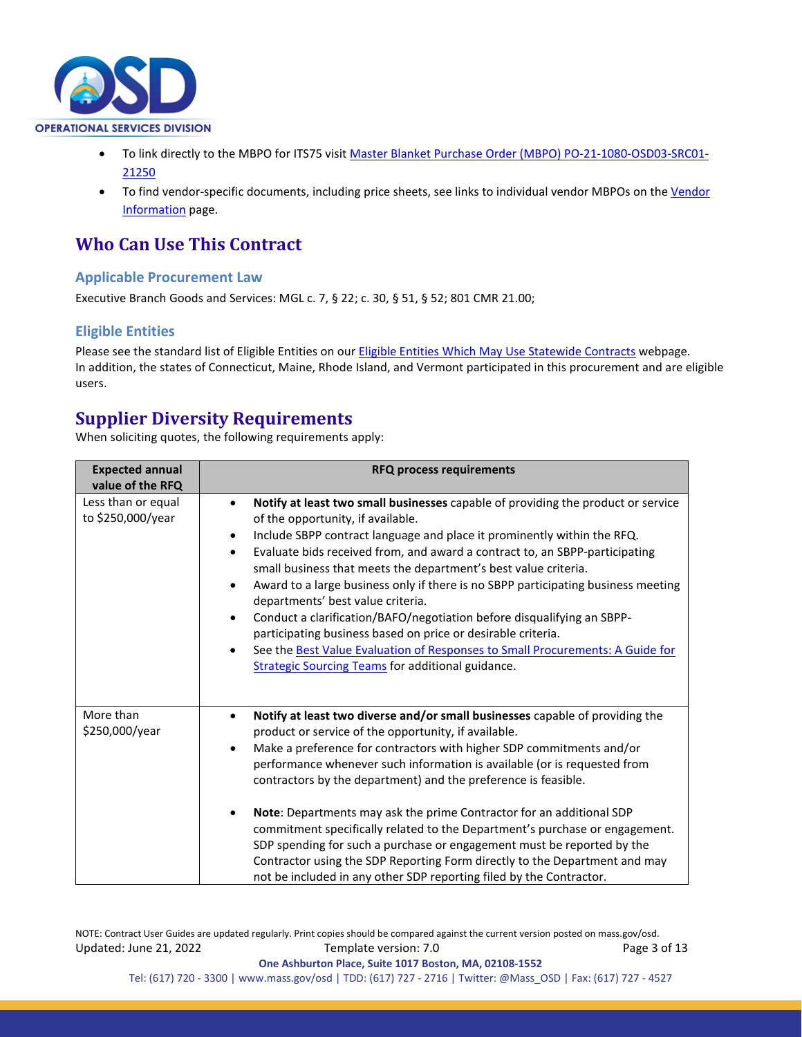- To link directly to the MBPO for ITS75 visit [Master Blanket Purchase Order (MBPO) PO-21-1080-OSD03-SRC01-21250]
- To find vendor-specific documents, including price sheets, see links to individual vendor MBPOs on the [Vendor Information] page.

## Who Can Use This Contract

### Applicable Procurement Law

Executive Branch Goods and Services: MGL c. 7, § 22; c. 30, § 51, § 52; 801 CMR 21.00;

### Eligible Entities

Please see the standard list of Eligible Entities on our [Eligible Entities Which May Use Statewide Contracts] webpage. In addition, the states of Connecticut, Maine, Rhode Island, and Vermont participated in this procurement and are eligible users.

## Supplier Diversity Requirements

When soliciting quotes, the following requirements apply:

| Expected annual value of the RFQ | RFQ process requirements |
| --- | --- |
| Less than or equal to $250,000/year | • **Notify at least two small businesses** capable of providing the product or service of the opportunity, if available.<br>• Include SBPP contract language and place it prominently within the RFQ.<br>• Evaluate bids received from, and award a contract to, an SBPP-participating small business that meets the department's best value criteria.<br>• Award to a large business only if there is no SBPP participating business meeting departments' best value criteria.<br>• Conduct a clarification/BAFO/negotiation before disqualifying an SBPP-participating business based on price or desirable criteria.<br>• See the [Best Value Evaluation of Responses to Small Procurements: A Guide for Strategic Sourcing Teams] for additional guidance. |
| More than $250,000/year | • **Notify at least two diverse and/or small businesses** capable of providing the product or service of the opportunity, if available.<br>• Make a preference for contractors with higher SDP commitments and/or performance whenever such information is available (or is requested from contractors by the department) and the preference is feasible.<br>• **Note**: Departments may ask the prime Contractor for an additional SDP commitment specifically related to the Department's purchase or engagement. SDP spending for such a purchase or engagement must be reported by the Contractor using the SDP Reporting Form directly to the Department and may not be included in any other SDP reporting filed by the Contractor. |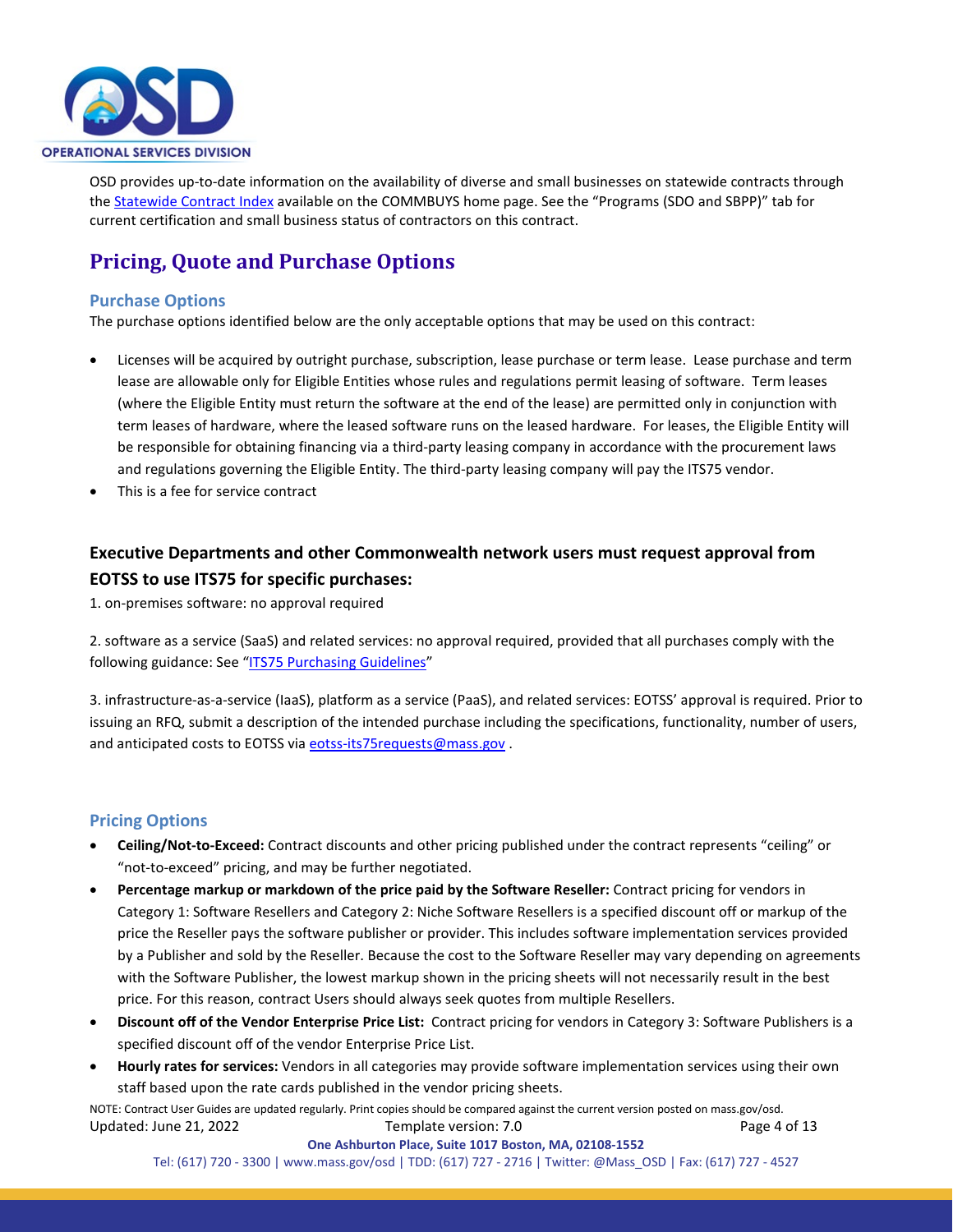OSD provides up-to-date information on the availability of diverse and small businesses on statewide contracts through the Statewide Contract Index available on the COMMBUYS home page. See the "Programs (SDO and SBPP)" tab for current certification and small business status of contractors on this contract.

# Pricing, Quote and Purchase Options

## Purchase Options

The purchase options identified below are the only acceptable options that may be used on this contract:

- Licenses will be acquired by outright purchase, subscription, lease purchase or term lease. Lease purchase and term lease are allowable only for Eligible Entities whose rules and regulations permit leasing of software. Term leases (where the Eligible Entity must return the software at the end of the lease) are permitted only in conjunction with term leases of hardware, where the leased software runs on the leased hardware. For leases, the Eligible Entity will be responsible for obtaining financing via a third-party leasing company in accordance with the procurement laws and regulations governing the Eligible Entity. The third-party leasing company will pay the ITS75 vendor.
- This is a fee for service contract

### Executive Departments and other Commonwealth network users must request approval from EOTSS to use ITS75 for specific purchases:

1. on-premises software: no approval required

2. software as a service (SaaS) and related services: no approval required, provided that all purchases comply with the following guidance: See "ITS75 Purchasing Guidelines"

3. infrastructure-as-a-service (IaaS), platform as a service (PaaS), and related services: EOTSS' approval is required. Prior to issuing an RFQ, submit a description of the intended purchase including the specifications, functionality, number of users, and anticipated costs to EOTSS via eotss-its75requests@mass.gov .

## Pricing Options

- **Ceiling/Not-to-Exceed:** Contract discounts and other pricing published under the contract represents "ceiling" or "not-to-exceed" pricing, and may be further negotiated.
- **Percentage markup or markdown of the price paid by the Software Reseller:** Contract pricing for vendors in Category 1: Software Resellers and Category 2: Niche Software Resellers is a specified discount off or markup of the price the Reseller pays the software publisher or provider. This includes software implementation services provided by a Publisher and sold by the Reseller. Because the cost to the Software Reseller may vary depending on agreements with the Software Publisher, the lowest markup shown in the pricing sheets will not necessarily result in the best price. For this reason, contract Users should always seek quotes from multiple Resellers.
- **Discount off of the Vendor Enterprise Price List:** Contract pricing for vendors in Category 3: Software Publishers is a specified discount off of the vendor Enterprise Price List.
- **Hourly rates for services:** Vendors in all categories may provide software implementation services using their own staff based upon the rate cards published in the vendor pricing sheets.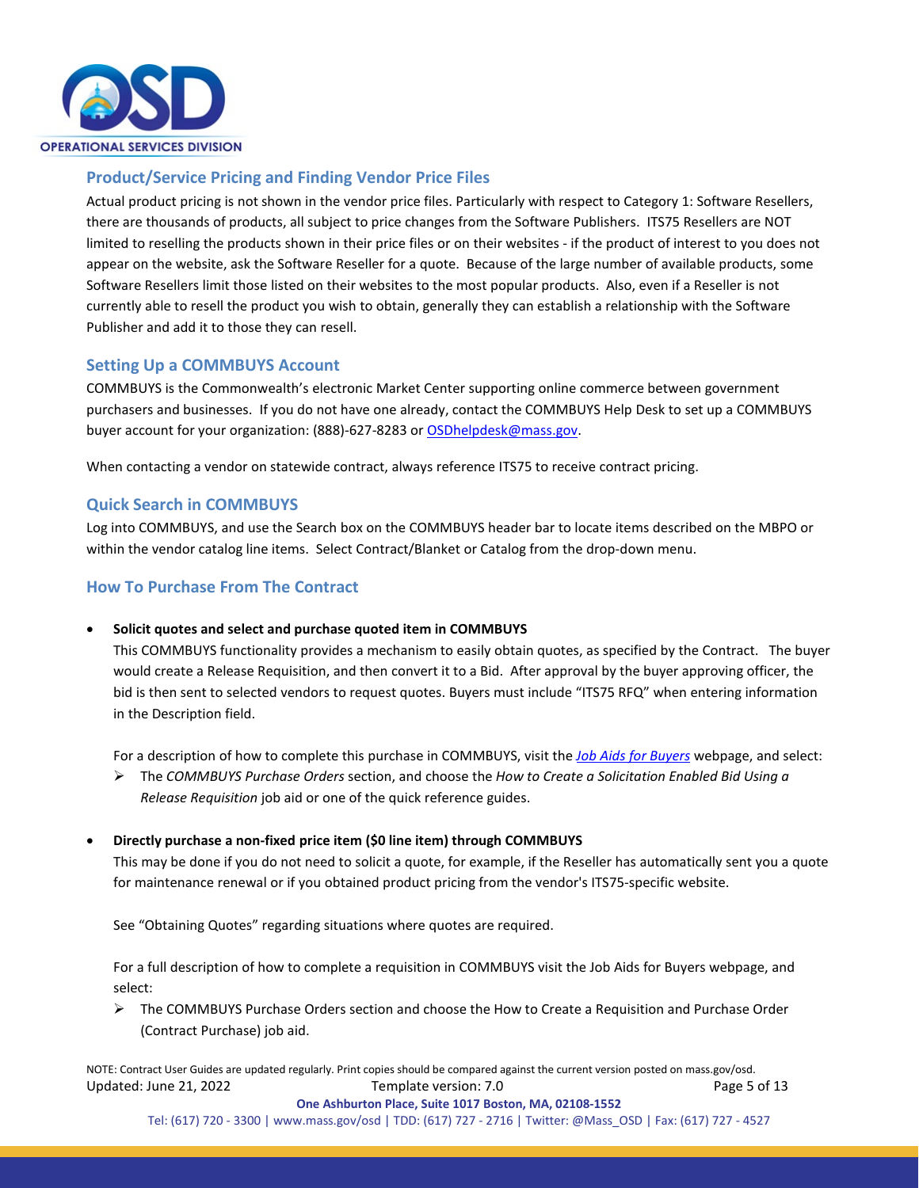## Product/Service Pricing and Finding Vendor Price Files

Actual product pricing is not shown in the vendor price files. Particularly with respect to Category 1: Software Resellers, there are thousands of products, all subject to price changes from the Software Publishers. ITS75 Resellers are NOT limited to reselling the products shown in their price files or on their websites - if the product of interest to you does not appear on the website, ask the Software Reseller for a quote. Because of the large number of available products, some Software Resellers limit those listed on their websites to the most popular products. Also, even if a Reseller is not currently able to resell the product you wish to obtain, generally they can establish a relationship with the Software Publisher and add it to those they can resell.

## Setting Up a COMMBUYS Account

COMMBUYS is the Commonwealth's electronic Market Center supporting online commerce between government purchasers and businesses. If you do not have one already, contact the COMMBUYS Help Desk to set up a COMMBUYS buyer account for your organization: (888)-627-8283 or OSDhelpdesk@mass.gov.

When contacting a vendor on statewide contract, always reference ITS75 to receive contract pricing.

## Quick Search in COMMBUYS

Log into COMMBUYS, and use the Search box on the COMMBUYS header bar to locate items described on the MBPO or within the vendor catalog line items. Select Contract/Blanket or Catalog from the drop-down menu.

## How To Purchase From The Contract

- **Solicit quotes and select and purchase quoted item in COMMBUYS**
  This COMMBUYS functionality provides a mechanism to easily obtain quotes, as specified by the Contract. The buyer would create a Release Requisition, and then convert it to a Bid. After approval by the buyer approving officer, the bid is then sent to selected vendors to request quotes. Buyers must include "ITS75 RFQ" when entering information in the Description field.

  For a description of how to complete this purchase in COMMBUYS, visit the *Job Aids for Buyers* webpage, and select:
  - The *COMMBUYS Purchase Orders* section, and choose the *How to Create a Solicitation Enabled Bid Using a Release Requisition* job aid or one of the quick reference guides.

- **Directly purchase a non-fixed price item ($0 line item) through COMMBUYS**
  This may be done if you do not need to solicit a quote, for example, if the Reseller has automatically sent you a quote for maintenance renewal or if you obtained product pricing from the vendor's ITS75-specific website.

  See "Obtaining Quotes" regarding situations where quotes are required.

  For a full description of how to complete a requisition in COMMBUYS visit the Job Aids for Buyers webpage, and select:
  - The COMMBUYS Purchase Orders section and choose the How to Create a Requisition and Purchase Order (Contract Purchase) job aid.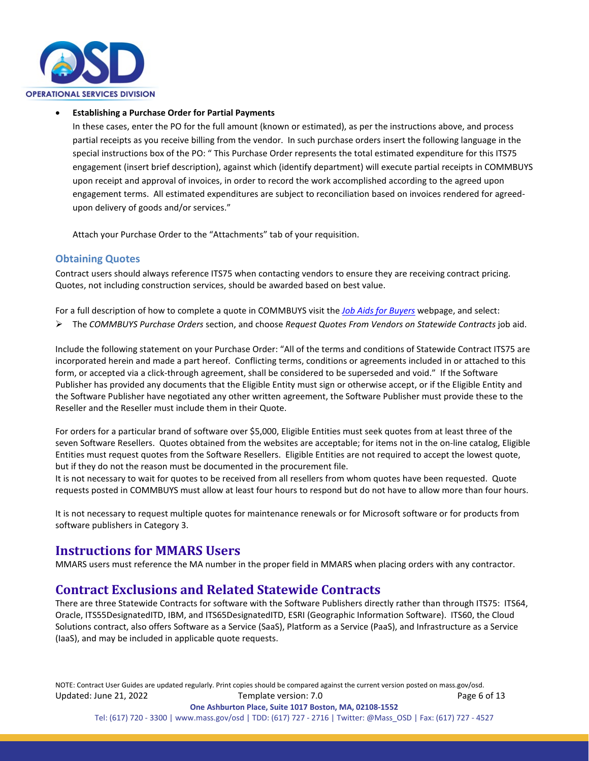- **Establishing a Purchase Order for Partial Payments**

  In these cases, enter the PO for the full amount (known or estimated), as per the instructions above, and process partial receipts as you receive billing from the vendor. In such purchase orders insert the following language in the special instructions box of the PO: " This Purchase Order represents the total estimated expenditure for this ITS75 engagement (insert brief description), against which (identify department) will execute partial receipts in COMMBUYS upon receipt and approval of invoices, in order to record the work accomplished according to the agreed upon engagement terms. All estimated expenditures are subject to reconciliation based on invoices rendered for agreed-upon delivery of goods and/or services."

  Attach your Purchase Order to the "Attachments" tab of your requisition.

### Obtaining Quotes

Contract users should always reference ITS75 when contacting vendors to ensure they are receiving contract pricing. Quotes, not including construction services, should be awarded based on best value.

For a full description of how to complete a quote in COMMBUYS visit the *Job Aids for Buyers* webpage, and select:

- The *COMMBUYS Purchase Orders* section, and choose *Request Quotes From Vendors on Statewide Contracts* job aid.

Include the following statement on your Purchase Order: "All of the terms and conditions of Statewide Contract ITS75 are incorporated herein and made a part hereof. Conflicting terms, conditions or agreements included in or attached to this form, or accepted via a click-through agreement, shall be considered to be superseded and void." If the Software Publisher has provided any documents that the Eligible Entity must sign or otherwise accept, or if the Eligible Entity and the Software Publisher have negotiated any other written agreement, the Software Publisher must provide these to the Reseller and the Reseller must include them in their Quote.

For orders for a particular brand of software over $5,000, Eligible Entities must seek quotes from at least three of the seven Software Resellers. Quotes obtained from the websites are acceptable; for items not in the on-line catalog, Eligible Entities must request quotes from the Software Resellers. Eligible Entities are not required to accept the lowest quote, but if they do not the reason must be documented in the procurement file.
It is not necessary to wait for quotes to be received from all resellers from whom quotes have been requested. Quote requests posted in COMMBUYS must allow at least four hours to respond but do not have to allow more than four hours.

It is not necessary to request multiple quotes for maintenance renewals or for Microsoft software or for products from software publishers in Category 3.

## Instructions for MMARS Users

MMARS users must reference the MA number in the proper field in MMARS when placing orders with any contractor.

## Contract Exclusions and Related Statewide Contracts

There are three Statewide Contracts for software with the Software Publishers directly rather than through ITS75: ITS64, Oracle, ITS55DesignatedITD, IBM, and ITS65DesignatedITD, ESRI (Geographic Information Software). ITS60, the Cloud Solutions contract, also offers Software as a Service (SaaS), Platform as a Service (PaaS), and Infrastructure as a Service (IaaS), and may be included in applicable quote requests.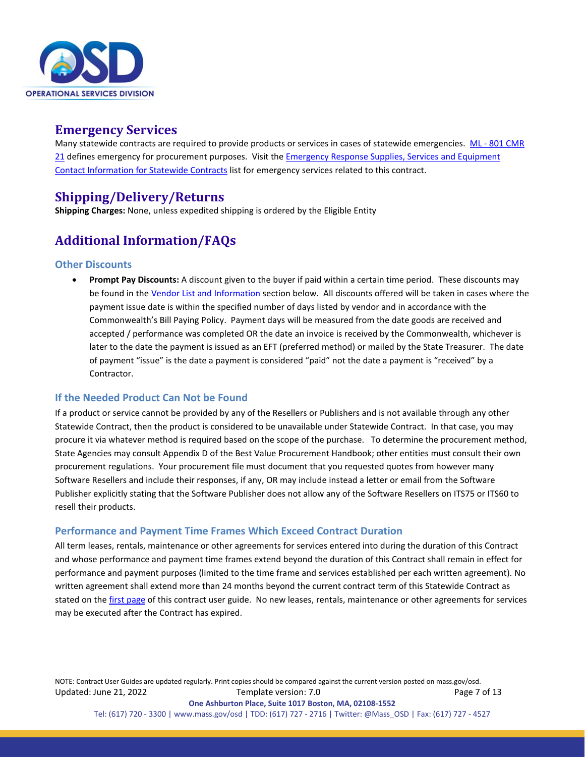## Emergency Services

Many statewide contracts are required to provide products or services in cases of statewide emergencies. ML - 801 CMR 21 defines emergency for procurement purposes. Visit the Emergency Response Supplies, Services and Equipment Contact Information for Statewide Contracts list for emergency services related to this contract.

## Shipping/Delivery/Returns

**Shipping Charges:** None, unless expedited shipping is ordered by the Eligible Entity

## Additional Information/FAQs

### Other Discounts

- **Prompt Pay Discounts:** A discount given to the buyer if paid within a certain time period. These discounts may be found in the Vendor List and Information section below. All discounts offered will be taken in cases where the payment issue date is within the specified number of days listed by vendor and in accordance with the Commonwealth's Bill Paying Policy. Payment days will be measured from the date goods are received and accepted / performance was completed OR the date an invoice is received by the Commonwealth, whichever is later to the date the payment is issued as an EFT (preferred method) or mailed by the State Treasurer. The date of payment "issue" is the date a payment is considered "paid" not the date a payment is "received" by a Contractor.

### If the Needed Product Can Not be Found

If a product or service cannot be provided by any of the Resellers or Publishers and is not available through any other Statewide Contract, then the product is considered to be unavailable under Statewide Contract. In that case, you may procure it via whatever method is required based on the scope of the purchase. To determine the procurement method, State Agencies may consult Appendix D of the Best Value Procurement Handbook; other entities must consult their own procurement regulations. Your procurement file must document that you requested quotes from however many Software Resellers and include their responses, if any, OR may include instead a letter or email from the Software Publisher explicitly stating that the Software Publisher does not allow any of the Software Resellers on ITS75 or ITS60 to resell their products.

### Performance and Payment Time Frames Which Exceed Contract Duration

All term leases, rentals, maintenance or other agreements for services entered into during the duration of this Contract and whose performance and payment time frames extend beyond the duration of this Contract shall remain in effect for performance and payment purposes (limited to the time frame and services established per each written agreement). No written agreement shall extend more than 24 months beyond the current contract term of this Statewide Contract as stated on the first page of this contract user guide. No new leases, rentals, maintenance or other agreements for services may be executed after the Contract has expired.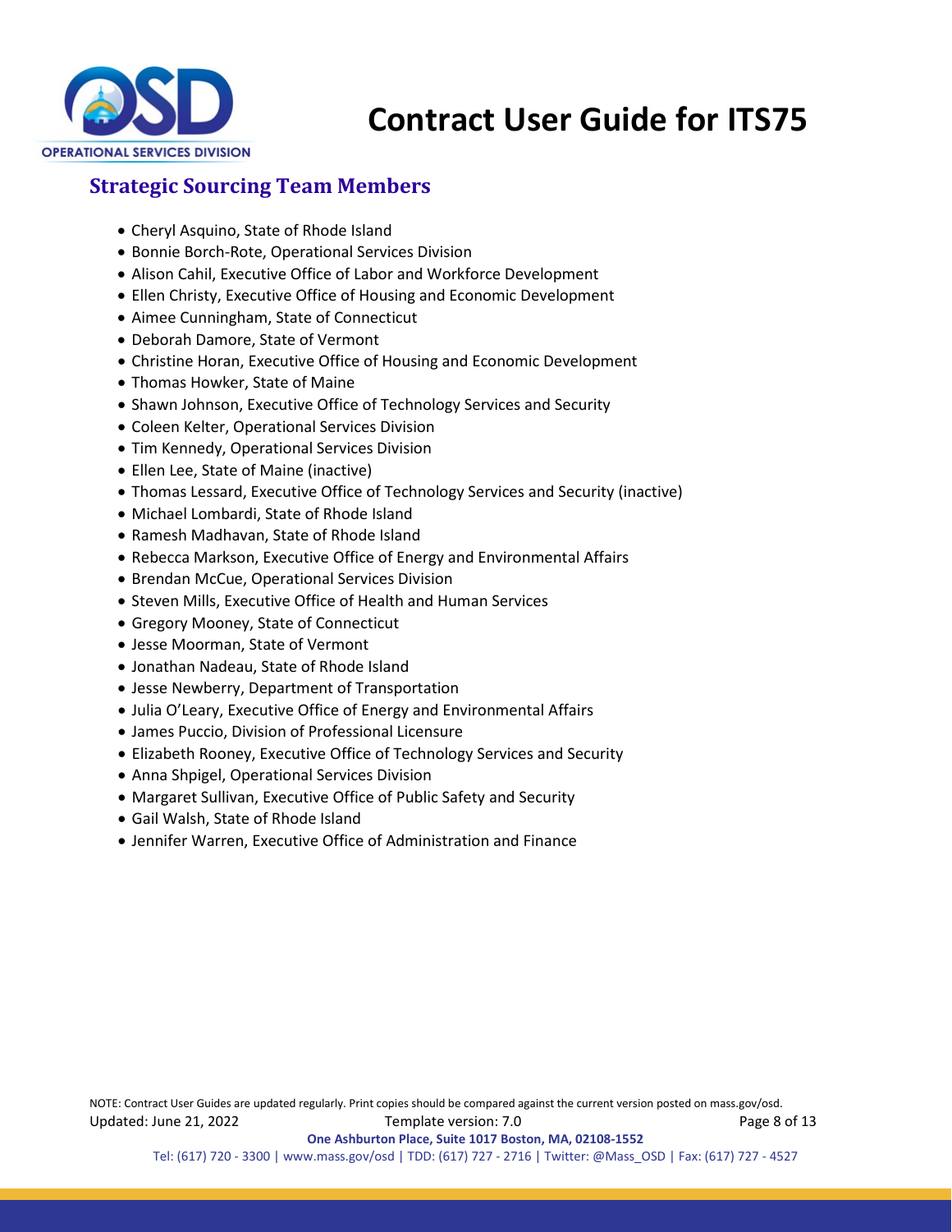## Strategic Sourcing Team Members

- Cheryl Asquino, State of Rhode Island
- Bonnie Borch-Rote, Operational Services Division
- Alison Cahil, Executive Office of Labor and Workforce Development
- Ellen Christy, Executive Office of Housing and Economic Development
- Aimee Cunningham, State of Connecticut
- Deborah Damore, State of Vermont
- Christine Horan, Executive Office of Housing and Economic Development
- Thomas Howker, State of Maine
- Shawn Johnson, Executive Office of Technology Services and Security
- Coleen Kelter, Operational Services Division
- Tim Kennedy, Operational Services Division
- Ellen Lee, State of Maine (inactive)
- Thomas Lessard, Executive Office of Technology Services and Security (inactive)
- Michael Lombardi, State of Rhode Island
- Ramesh Madhavan, State of Rhode Island
- Rebecca Markson, Executive Office of Energy and Environmental Affairs
- Brendan McCue, Operational Services Division
- Steven Mills, Executive Office of Health and Human Services
- Gregory Mooney, State of Connecticut
- Jesse Moorman, State of Vermont
- Jonathan Nadeau, State of Rhode Island
- Jesse Newberry, Department of Transportation
- Julia O'Leary, Executive Office of Energy and Environmental Affairs
- James Puccio, Division of Professional Licensure
- Elizabeth Rooney, Executive Office of Technology Services and Security
- Anna Shpigel, Operational Services Division
- Margaret Sullivan, Executive Office of Public Safety and Security
- Gail Walsh, State of Rhode Island
- Jennifer Warren, Executive Office of Administration and Finance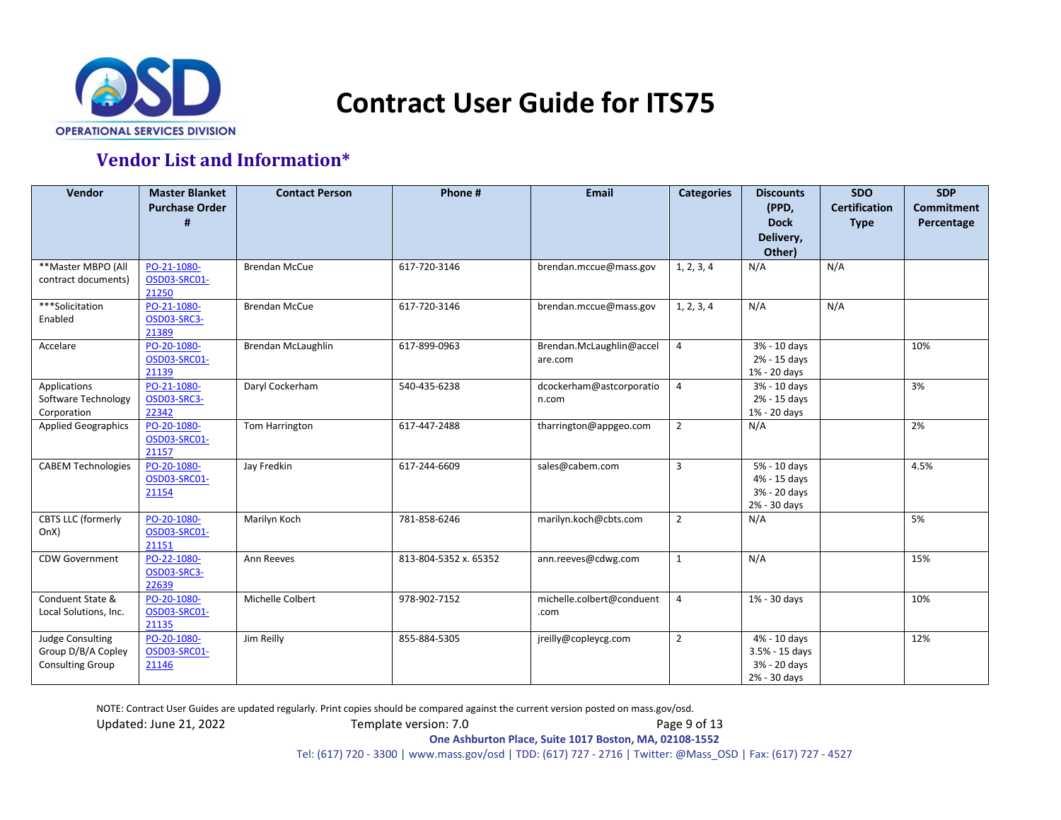# Contract User Guide for ITS75

## Vendor List and Information*

| Vendor | Master Blanket Purchase Order # | Contact Person | Phone # | Email | Categories | Discounts (PPD, Dock Delivery, Other) | SDO Certification Type | SDP Commitment Percentage |
|---|---|---|---|---|---|---|---|---|
| **Master MBPO (All contract documents) | PO-21-1080-OSD03-SRC01-21250 | Brendan McCue | 617-720-3146 | brendan.mccue@mass.gov | 1, 2, 3, 4 | N/A | N/A | |
| ***Solicitation Enabled | PO-21-1080-OSD03-SRC3-21389 | Brendan McCue | 617-720-3146 | brendan.mccue@mass.gov | 1, 2, 3, 4 | N/A | N/A | |
| Accelare | PO-20-1080-OSD03-SRC01-21139 | Brendan McLaughlin | 617-899-0963 | Brendan.McLaughlin@accelare.com | 4 | 3% - 10 days<br>2% - 15 days<br>1% - 20 days | | 10% |
| Applications Software Technology Corporation | PO-21-1080-OSD03-SRC3-22342 | Daryl Cockerham | 540-435-6238 | dcockerham@astcorporation.com | 4 | 3% - 10 days<br>2% - 15 days<br>1% - 20 days | | 3% |
| Applied Geographics | PO-20-1080-OSD03-SRC01-21157 | Tom Harrington | 617-447-2488 | tharrington@appgeo.com | 2 | N/A | | 2% |
| CABEM Technologies | PO-20-1080-OSD03-SRC01-21154 | Jay Fredkin | 617-244-6609 | sales@cabem.com | 3 | 5% - 10 days<br>4% - 15 days<br>3% - 20 days<br>2% - 30 days | | 4.5% |
| CBTS LLC (formerly OnX) | PO-20-1080-OSD03-SRC01-21151 | Marilyn Koch | 781-858-6246 | marilyn.koch@cbts.com | 2 | N/A | | 5% |
| CDW Government | PO-22-1080-OSD03-SRC3-22639 | Ann Reeves | 813-804-5352 x. 65352 | ann.reeves@cdwg.com | 1 | N/A | | 15% |
| Conduent State & Local Solutions, Inc. | PO-20-1080-OSD03-SRC01-21135 | Michelle Colbert | 978-902-7152 | michelle.colbert@conduent.com | 4 | 1% - 30 days | | 10% |
| Judge Consulting Group D/B/A Copley Consulting Group | PO-20-1080-OSD03-SRC01-21146 | Jim Reilly | 855-884-5305 | jreilly@copleycg.com | 2 | 4% - 10 days<br>3.5% - 15 days<br>3% - 20 days<br>2% - 30 days | | 12% |

NOTE: Contract User Guides are updated regularly. Print copies should be compared against the current version posted on mass.gov/osd.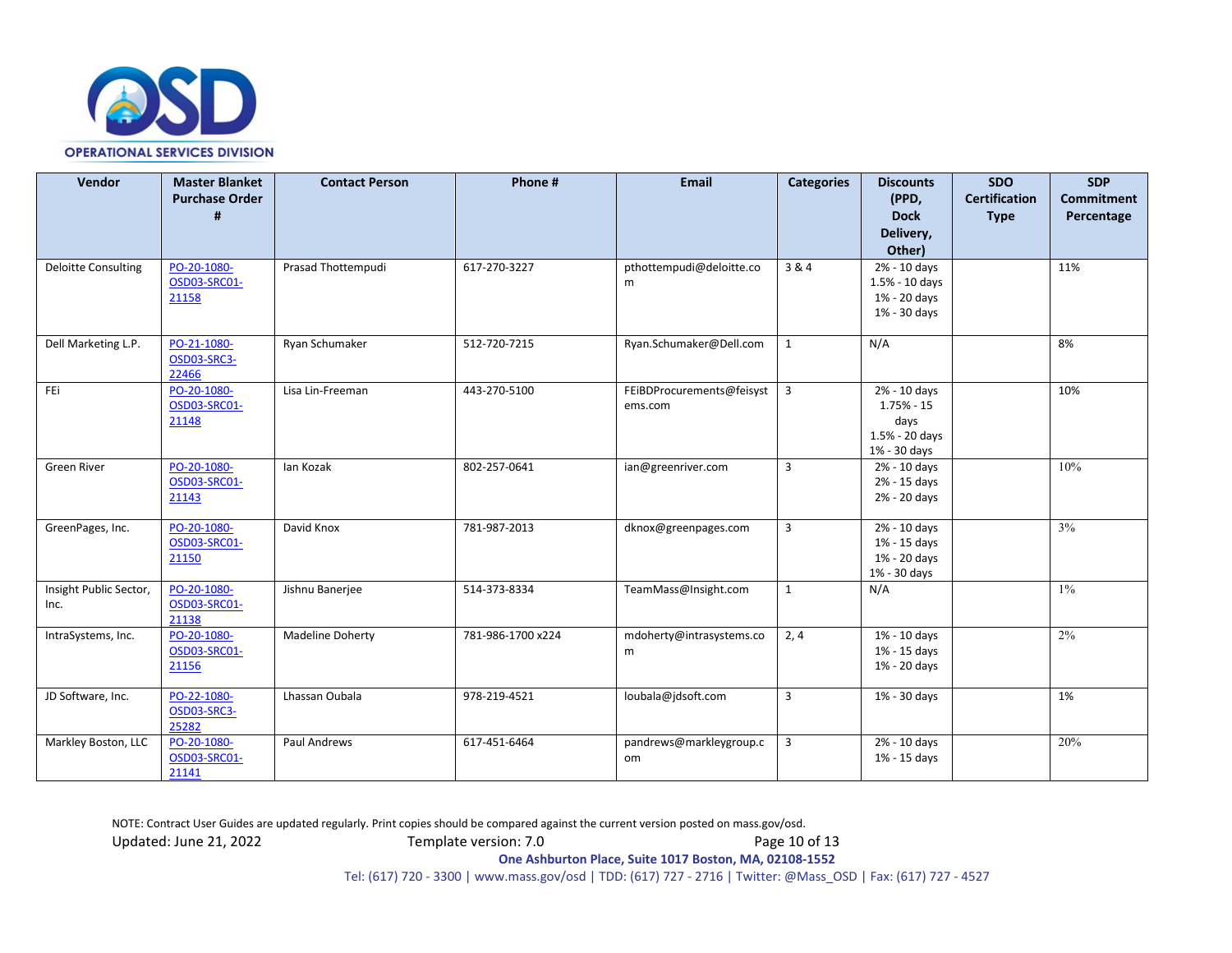| Vendor | Master Blanket Purchase Order # | Contact Person | Phone # | Email | Categories | Discounts (PPD, Dock Delivery, Other) | SDO Certification Type | SDP Commitment Percentage |
|---|---|---|---|---|---|---|---|---|
| Deloitte Consulting | PO-20-1080-OSD03-SRC01-21158 | Prasad Thottempudi | 617-270-3227 | pthottempudi@deloitte.com | 3 & 4 | 2% - 10 days<br>1.5% - 10 days<br>1% - 20 days<br>1% - 30 days | | 11% |
| Dell Marketing L.P. | PO-21-1080-OSD03-SRC3-22466 | Ryan Schumaker | 512-720-7215 | Ryan.Schumaker@Dell.com | 1 | N/A | | 8% |
| FEi | PO-20-1080-OSD03-SRC01-21148 | Lisa Lin-Freeman | 443-270-5100 | FEiBDProcurements@feisystems.com | 3 | 2% - 10 days<br>1.75% - 15 days<br>1.5% - 20 days<br>1% - 30 days | | 10% |
| Green River | PO-20-1080-OSD03-SRC01-21143 | Ian Kozak | 802-257-0641 | ian@greenriver.com | 3 | 2% - 10 days<br>2% - 15 days<br>2% - 20 days | | 10% |
| GreenPages, Inc. | PO-20-1080-OSD03-SRC01-21150 | David Knox | 781-987-2013 | dknox@greenpages.com | 3 | 2% - 10 days<br>1% - 15 days<br>1% - 20 days<br>1% - 30 days | | 3% |
| Insight Public Sector, Inc. | PO-20-1080-OSD03-SRC01-21138 | Jishnu Banerjee | 514-373-8334 | TeamMass@Insight.com | 1 | N/A | | 1% |
| IntraSystems, Inc. | PO-20-1080-OSD03-SRC01-21156 | Madeline Doherty | 781-986-1700 x224 | mdoherty@intrasystems.com | 2, 4 | 1% - 10 days<br>1% - 15 days<br>1% - 20 days | | 2% |
| JD Software, Inc. | PO-22-1080-OSD03-SRC3-25282 | Lhassan Oubala | 978-219-4521 | loubala@jdsoft.com | 3 | 1% - 30 days | | 1% |
| Markley Boston, LLC | PO-20-1080-OSD03-SRC01-21141 | Paul Andrews | 617-451-6464 | pandrews@markleygroup.com | 3 | 2% - 10 days<br>1% - 15 days | | 20% |

NOTE: Contract User Guides are updated regularly. Print copies should be compared against the current version posted on mass.gov/osd.

Updated: June 21, 2022 Template version: 7.0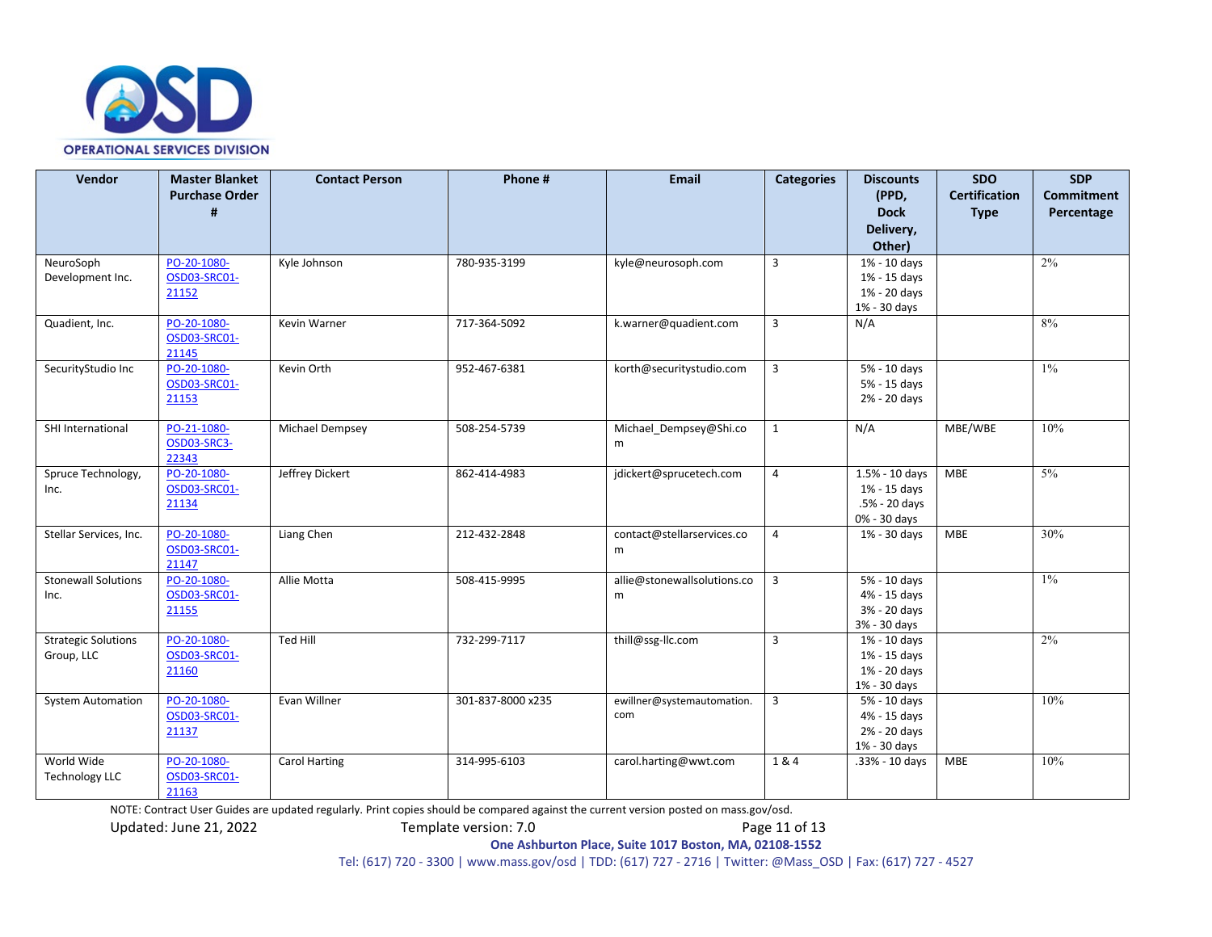| Vendor | Master Blanket Purchase Order # | Contact Person | Phone # | Email | Categories | Discounts (PPD, Dock Delivery, Other) | SDO Certification Type | SDP Commitment Percentage |
|---|---|---|---|---|---|---|---|---|
| NeuroSoph Development Inc. | PO-20-1080-OSD03-SRC01-21152 | Kyle Johnson | 780-935-3199 | kyle@neurosoph.com | 3 | 1% - 10 days<br>1% - 15 days<br>1% - 20 days<br>1% - 30 days | | 2% |
| Quadient, Inc. | PO-20-1080-OSD03-SRC01-21145 | Kevin Warner | 717-364-5092 | k.warner@quadient.com | 3 | N/A | | 8% |
| SecurityStudio Inc | PO-20-1080-OSD03-SRC01-21153 | Kevin Orth | 952-467-6381 | korth@securitystudio.com | 3 | 5% - 10 days<br>5% - 15 days<br>2% - 20 days | | 1% |
| SHI International | PO-21-1080-OSD03-SRC3-22343 | Michael Dempsey | 508-254-5739 | Michael_Dempsey@Shi.com | 1 | N/A | MBE/WBE | 10% |
| Spruce Technology, Inc. | PO-20-1080-OSD03-SRC01-21134 | Jeffrey Dickert | 862-414-4983 | jdickert@sprucetech.com | 4 | 1.5% - 10 days<br>1% - 15 days<br>.5% - 20 days<br>0% - 30 days | MBE | 5% |
| Stellar Services, Inc. | PO-20-1080-OSD03-SRC01-21147 | Liang Chen | 212-432-2848 | contact@stellarservices.com | 4 | 1% - 30 days | MBE | 30% |
| Stonewall Solutions Inc. | PO-20-1080-OSD03-SRC01-21155 | Allie Motta | 508-415-9995 | allie@stonewallsolutions.com | 3 | 5% - 10 days<br>4% - 15 days<br>3% - 20 days<br>3% - 30 days | | 1% |
| Strategic Solutions Group, LLC | PO-20-1080-OSD03-SRC01-21160 | Ted Hill | 732-299-7117 | thill@ssg-llc.com | 3 | 1% - 10 days<br>1% - 15 days<br>1% - 20 days<br>1% - 30 days | | 2% |
| System Automation | PO-20-1080-OSD03-SRC01-21137 | Evan Willner | 301-837-8000 x235 | ewillner@systemautomation.com | 3 | 5% - 10 days<br>4% - 15 days<br>2% - 20 days<br>1% - 30 days | | 10% |
| World Wide Technology LLC | PO-20-1080-OSD03-SRC01-21163 | Carol Harting | 314-995-6103 | carol.harting@wwt.com | 1 & 4 | .33% - 10 days | MBE | 10% |

NOTE: Contract User Guides are updated regularly. Print copies should be compared against the current version posted on mass.gov/osd.

Updated: June 21, 2022 Template version: 7.0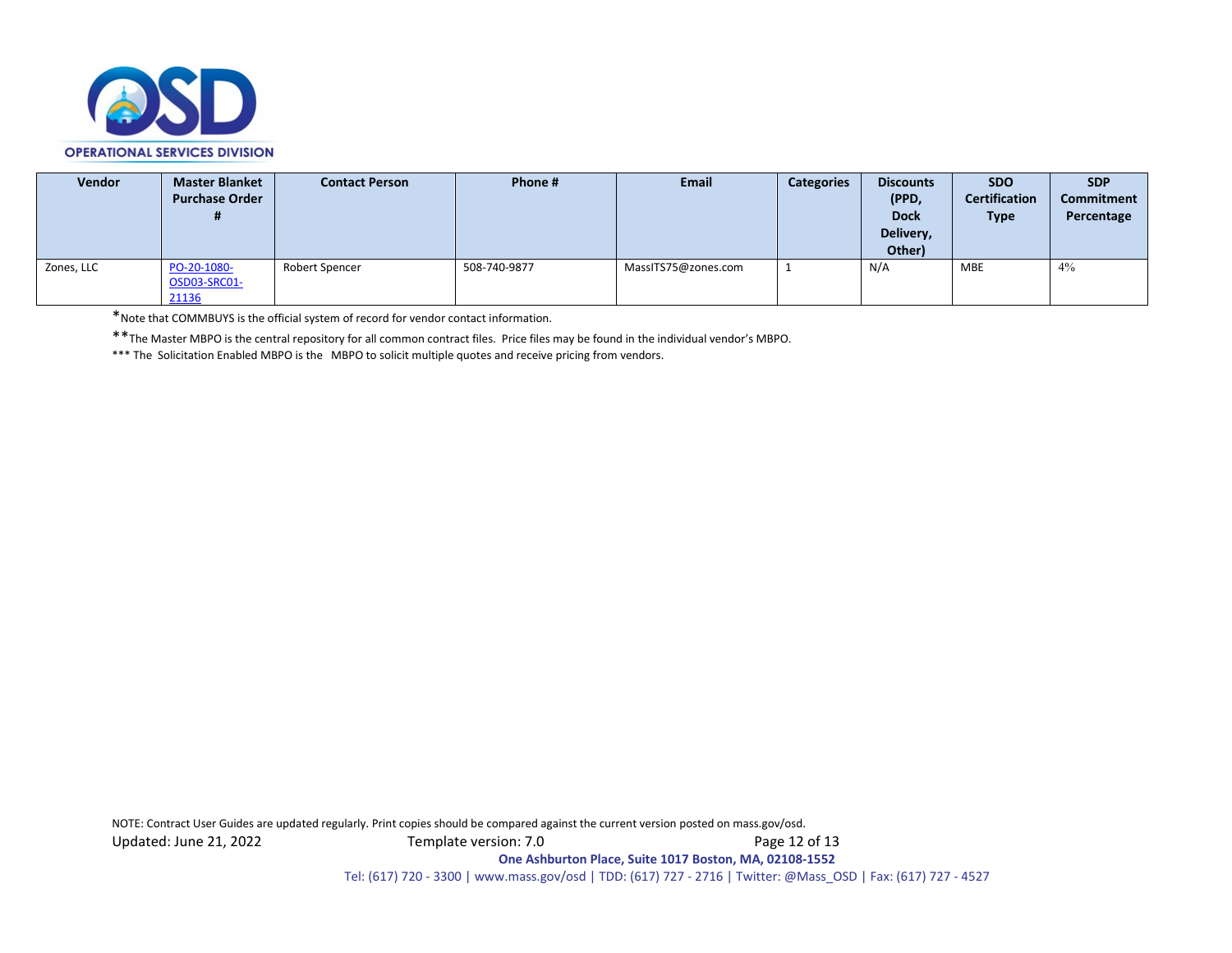| Vendor | Master Blanket Purchase Order # | Contact Person | Phone # | Email | Categories | Discounts (PPD, Dock Delivery, Other) | SDO Certification Type | SDP Commitment Percentage |
|---|---|---|---|---|---|---|---|---|
| Zones, LLC | PO-20-1080-OSD03-SRC01-21136 | Robert Spencer | 508-740-9877 | MassITS75@zones.com | 1 | N/A | MBE | 4% |

*Note that COMMBUYS is the official system of record for vendor contact information.

**The Master MBPO is the central repository for all common contract files. Price files may be found in the individual vendor's MBPO.

*** The Solicitation Enabled MBPO is the MBPO to solicit multiple quotes and receive pricing from vendors.

NOTE: Contract User Guides are updated regularly. Print copies should be compared against the current version posted on mass.gov/osd.

Updated: June 21, 2022 Template version: 7.0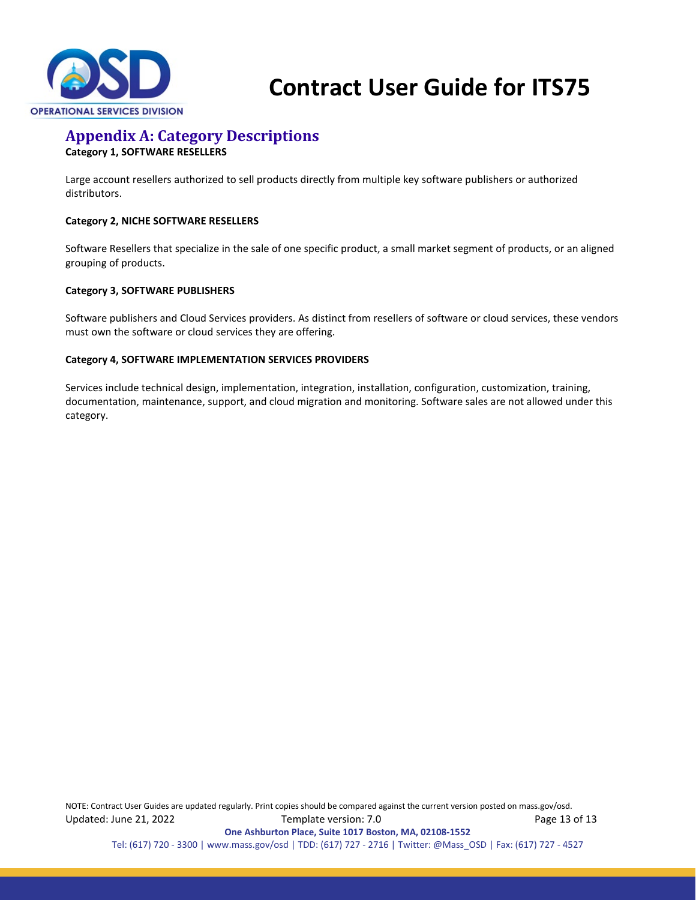## Appendix A: Category Descriptions

**Category 1, SOFTWARE RESELLERS**

Large account resellers authorized to sell products directly from multiple key software publishers or authorized distributors.

**Category 2, NICHE SOFTWARE RESELLERS**

Software Resellers that specialize in the sale of one specific product, a small market segment of products, or an aligned grouping of products.

**Category 3, SOFTWARE PUBLISHERS**

Software publishers and Cloud Services providers. As distinct from resellers of software or cloud services, these vendors must own the software or cloud services they are offering.

**Category 4, SOFTWARE IMPLEMENTATION SERVICES PROVIDERS**

Services include technical design, implementation, integration, installation, configuration, customization, training, documentation, maintenance, support, and cloud migration and monitoring. Software sales are not allowed under this category.